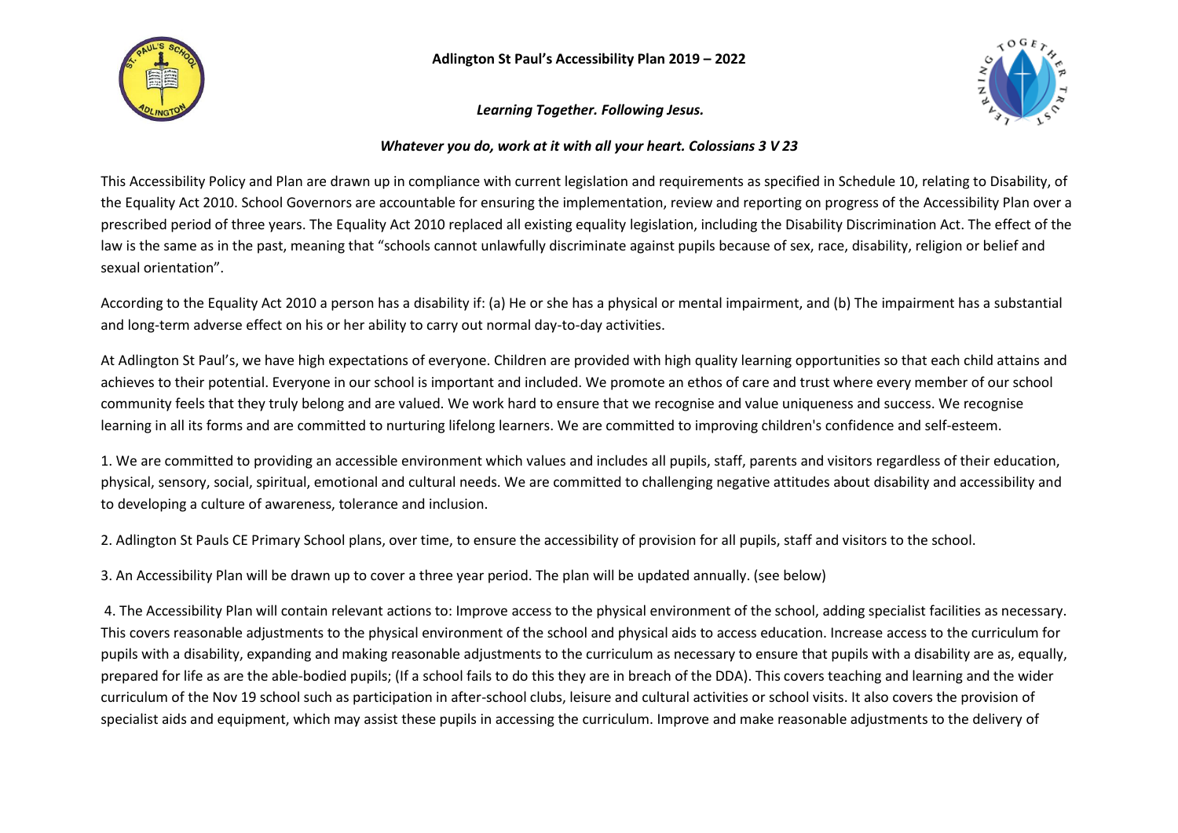# Adlington St Paul's Accessibility Plan 2019 – 2022

***Learning Together. Following Jesus.***

***Whatever you do, work at it with all your heart. Colossians 3 V 23***

This Accessibility Policy and Plan are drawn up in compliance with current legislation and requirements as specified in Schedule 10, relating to Disability, of the Equality Act 2010. School Governors are accountable for ensuring the implementation, review and reporting on progress of the Accessibility Plan over a prescribed period of three years. The Equality Act 2010 replaced all existing equality legislation, including the Disability Discrimination Act. The effect of the law is the same as in the past, meaning that "schools cannot unlawfully discriminate against pupils because of sex, race, disability, religion or belief and sexual orientation".

According to the Equality Act 2010 a person has a disability if: (a) He or she has a physical or mental impairment, and (b) The impairment has a substantial and long-term adverse effect on his or her ability to carry out normal day-to-day activities.

At Adlington St Paul's, we have high expectations of everyone. Children are provided with high quality learning opportunities so that each child attains and achieves to their potential. Everyone in our school is important and included. We promote an ethos of care and trust where every member of our school community feels that they truly belong and are valued. We work hard to ensure that we recognise and value uniqueness and success. We recognise learning in all its forms and are committed to nurturing lifelong learners. We are committed to improving children's confidence and self-esteem.

1. We are committed to providing an accessible environment which values and includes all pupils, staff, parents and visitors regardless of their education, physical, sensory, social, spiritual, emotional and cultural needs. We are committed to challenging negative attitudes about disability and accessibility and to developing a culture of awareness, tolerance and inclusion.

2. Adlington St Pauls CE Primary School plans, over time, to ensure the accessibility of provision for all pupils, staff and visitors to the school.

3. An Accessibility Plan will be drawn up to cover a three year period. The plan will be updated annually. (see below)

4. The Accessibility Plan will contain relevant actions to: Improve access to the physical environment of the school, adding specialist facilities as necessary. This covers reasonable adjustments to the physical environment of the school and physical aids to access education. Increase access to the curriculum for pupils with a disability, expanding and making reasonable adjustments to the curriculum as necessary to ensure that pupils with a disability are as, equally, prepared for life as are the able-bodied pupils; (If a school fails to do this they are in breach of the DDA). This covers teaching and learning and the wider curriculum of the Nov 19 school such as participation in after-school clubs, leisure and cultural activities or school visits. It also covers the provision of specialist aids and equipment, which may assist these pupils in accessing the curriculum. Improve and make reasonable adjustments to the delivery of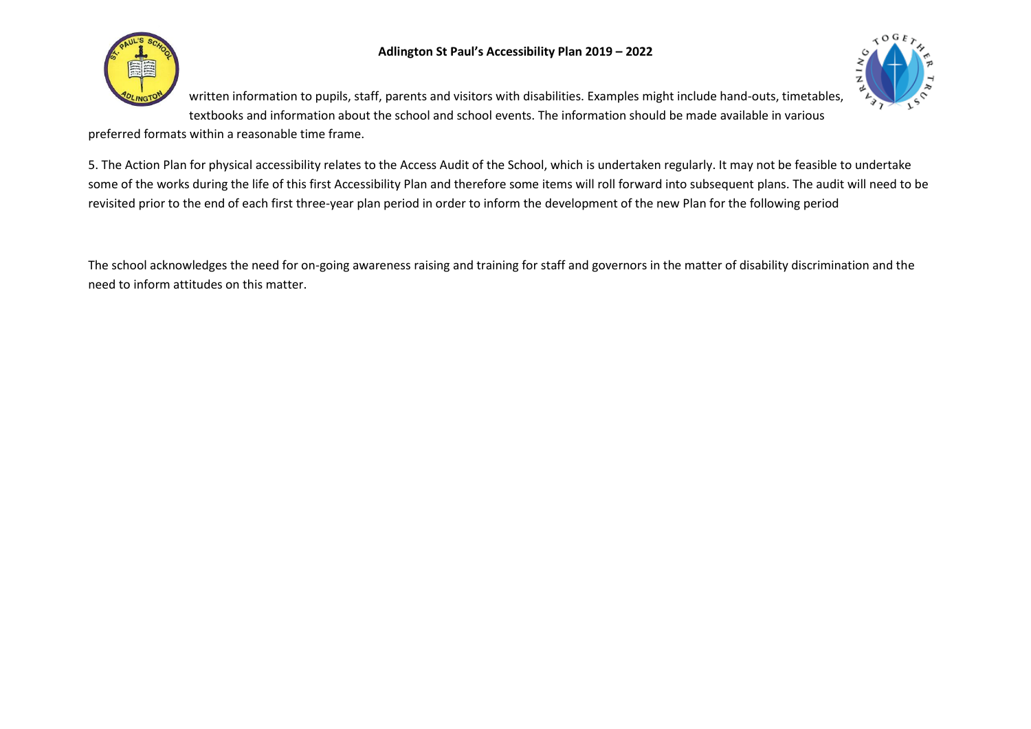written information to pupils, staff, parents and visitors with disabilities. Examples might include hand-outs, timetables, textbooks and information about the school and school events. The information should be made available in various preferred formats within a reasonable time frame.

5. The Action Plan for physical accessibility relates to the Access Audit of the School, which is undertaken regularly. It may not be feasible to undertake some of the works during the life of this first Accessibility Plan and therefore some items will roll forward into subsequent plans. The audit will need to be revisited prior to the end of each first three-year plan period in order to inform the development of the new Plan for the following period

The school acknowledges the need for on-going awareness raising and training for staff and governors in the matter of disability discrimination and the need to inform attitudes on this matter.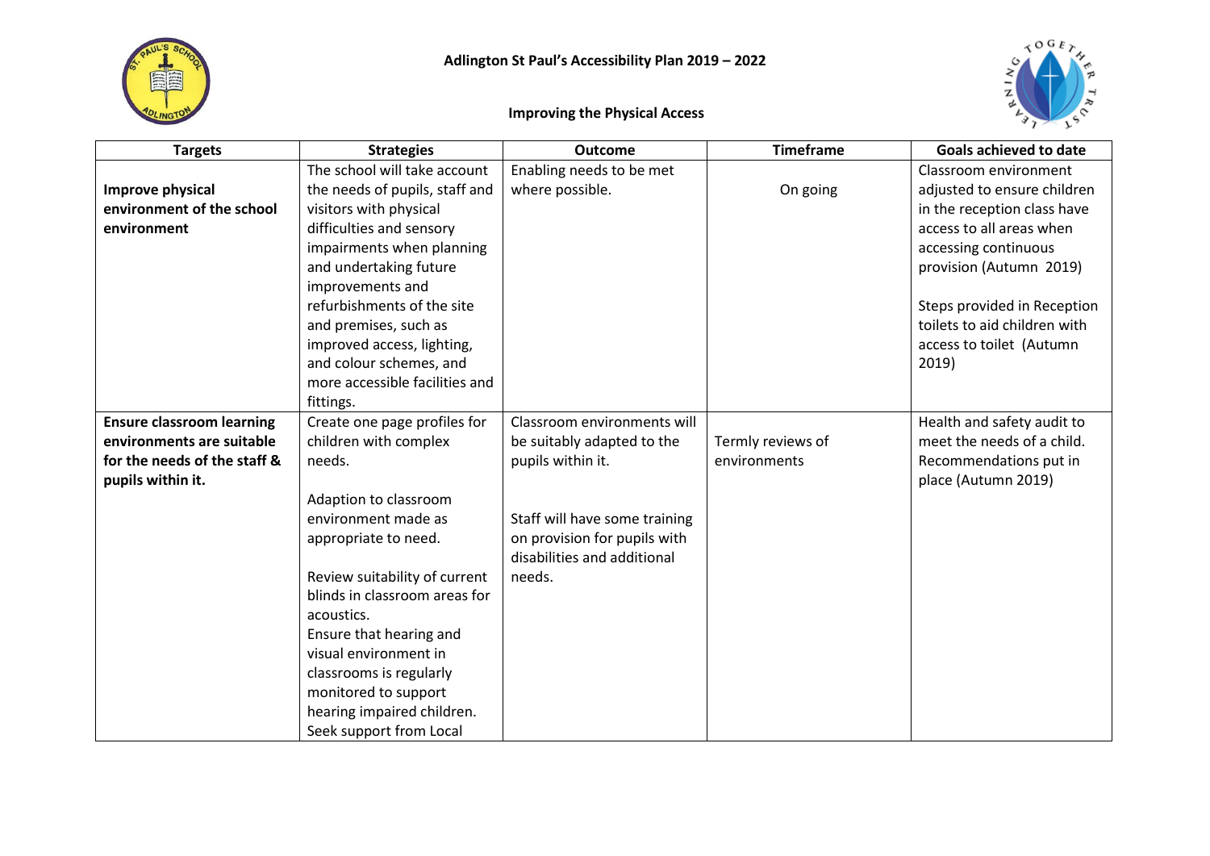# Adlington St Paul's Accessibility Plan 2019 – 2022

## Improving the Physical Access

| Targets | Strategies | Outcome | Timeframe | Goals achieved to date |
|---|---|---|---|---|
| **Improve physical environment of the school environment** | The school will take account the needs of pupils, staff and visitors with physical difficulties and sensory impairments when planning and undertaking future improvements and refurbishments of the site and premises, such as improved access, lighting, and colour schemes, and more accessible facilities and fittings. | Enabling needs to be met where possible. | On going | Classroom environment adjusted to ensure children in the reception class have access to all areas when accessing continuous provision (Autumn 2019)<br><br>Steps provided in Reception toilets to aid children with access to toilet (Autumn 2019) |
| **Ensure classroom learning environments are suitable for the needs of the staff & pupils within it.** | Create one page profiles for children with complex needs.<br><br>Adaption to classroom environment made as appropriate to need.<br><br>Review suitability of current blinds in classroom areas for acoustics.<br>Ensure that hearing and visual environment in classrooms is regularly monitored to support hearing impaired children.<br>Seek support from Local | Classroom environments will be suitably adapted to the pupils within it.<br><br>Staff will have some training on provision for pupils with disabilities and additional needs. | Termly reviews of environments | Health and safety audit to meet the needs of a child. Recommendations put in place (Autumn 2019) |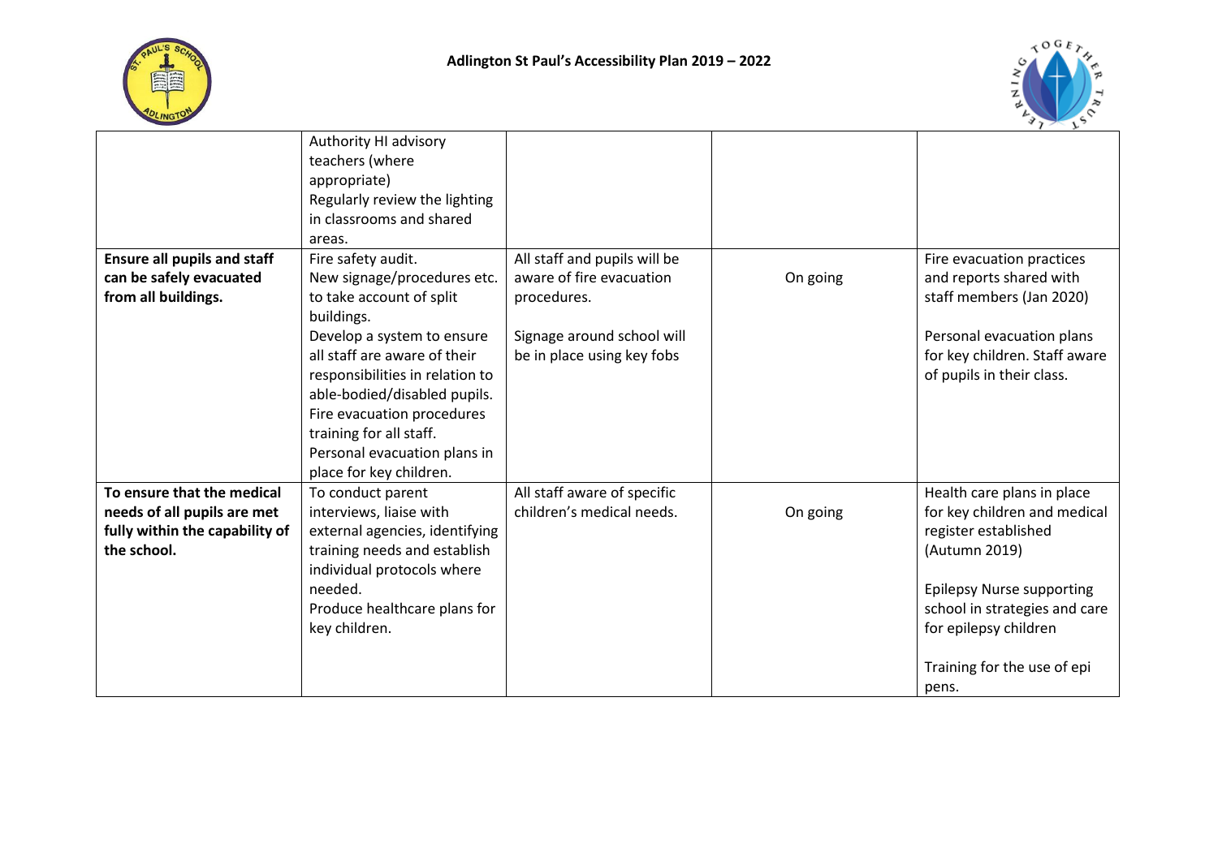| | | | | |
|---|---|---|---|---|
| | Authority HI advisory teachers (where appropriate)<br>Regularly review the lighting in classrooms and shared areas. | | | |
| **Ensure all pupils and staff can be safely evacuated from all buildings.** | Fire safety audit.<br>New signage/procedures etc. to take account of split buildings.<br>Develop a system to ensure all staff are aware of their responsibilities in relation to able-bodied/disabled pupils.<br>Fire evacuation procedures training for all staff.<br>Personal evacuation plans in place for key children. | All staff and pupils will be aware of fire evacuation procedures.<br><br>Signage around school will be in place using key fobs | On going | Fire evacuation practices and reports shared with staff members (Jan 2020)<br><br>Personal evacuation plans for key children. Staff aware of pupils in their class. |
| **To ensure that the medical needs of all pupils are met fully within the capability of the school.** | To conduct parent interviews, liaise with external agencies, identifying training needs and establish individual protocols where needed.<br>Produce healthcare plans for key children. | All staff aware of specific children's medical needs. | On going | Health care plans in place for key children and medical register established (Autumn 2019)<br><br>Epilepsy Nurse supporting school in strategies and care for epilepsy children<br><br>Training for the use of epi pens. |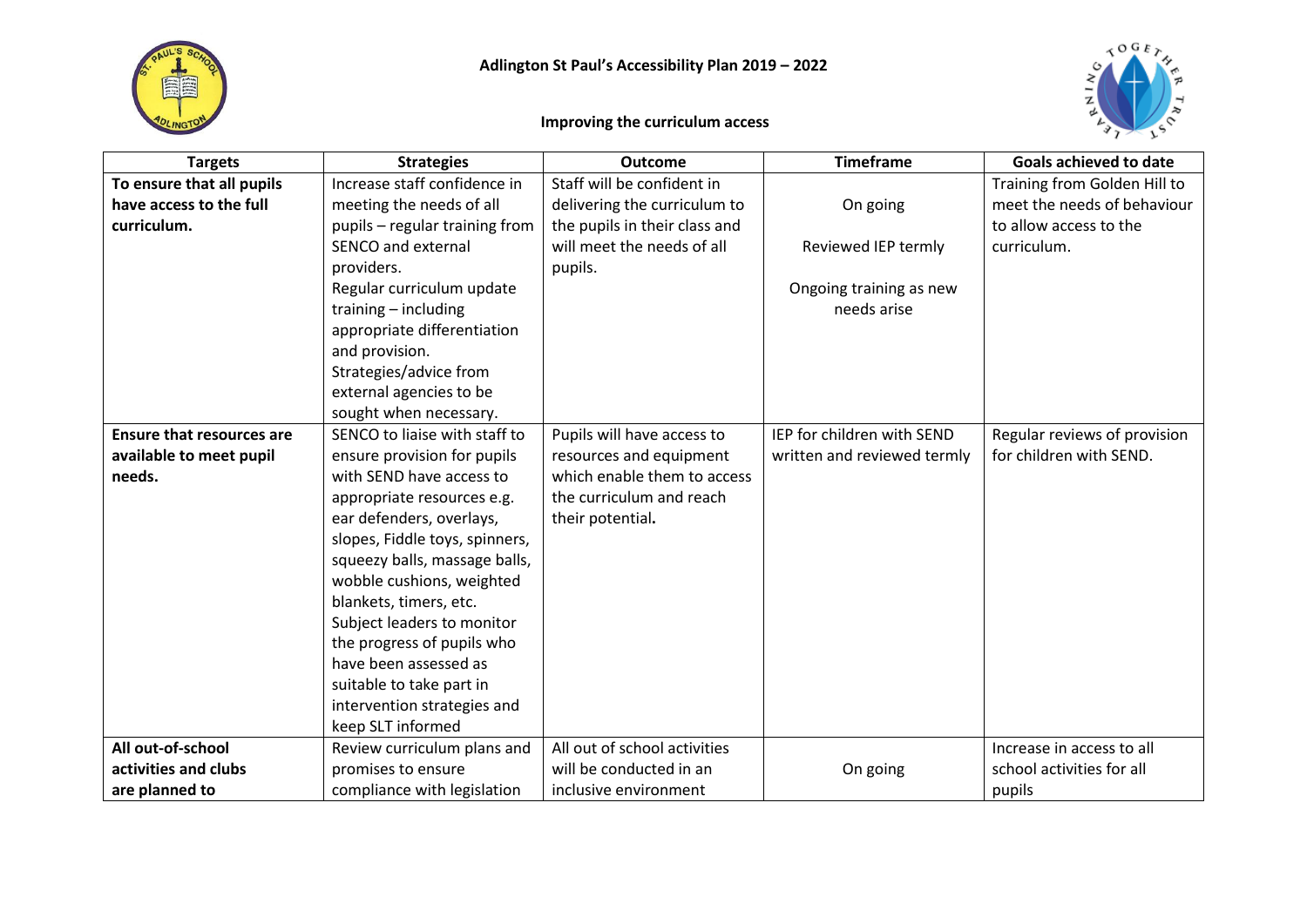# Adlington St Paul's Accessibility Plan 2019 – 2022

## Improving the curriculum access

| Targets | Strategies | Outcome | Timeframe | Goals achieved to date |
|---|---|---|---|---|
| **To ensure that all pupils have access to the full curriculum.** | Increase staff confidence in meeting the needs of all pupils – regular training from SENCO and external providers. Regular curriculum update training – including appropriate differentiation and provision. Strategies/advice from external agencies to be sought when necessary. | Staff will be confident in delivering the curriculum to the pupils in their class and will meet the needs of all pupils. | On going<br><br>Reviewed IEP termly<br><br>Ongoing training as new needs arise | Training from Golden Hill to meet the needs of behaviour to allow access to the curriculum. |
| **Ensure that resources are available to meet pupil needs.** | SENCO to liaise with staff to ensure provision for pupils with SEND have access to appropriate resources e.g. ear defenders, overlays, slopes, Fiddle toys, spinners, squeezy balls, massage balls, wobble cushions, weighted blankets, timers, etc. Subject leaders to monitor the progress of pupils who have been assessed as suitable to take part in intervention strategies and keep SLT informed | Pupils will have access to resources and equipment which enable them to access the curriculum and reach their potential**.** | IEP for children with SEND written and reviewed termly | Regular reviews of provision for children with SEND. |
| **All out-of-school activities and clubs are planned to** | Review curriculum plans and promises to ensure compliance with legislation | All out of school activities will be conducted in an inclusive environment | On going | Increase in access to all school activities for all pupils |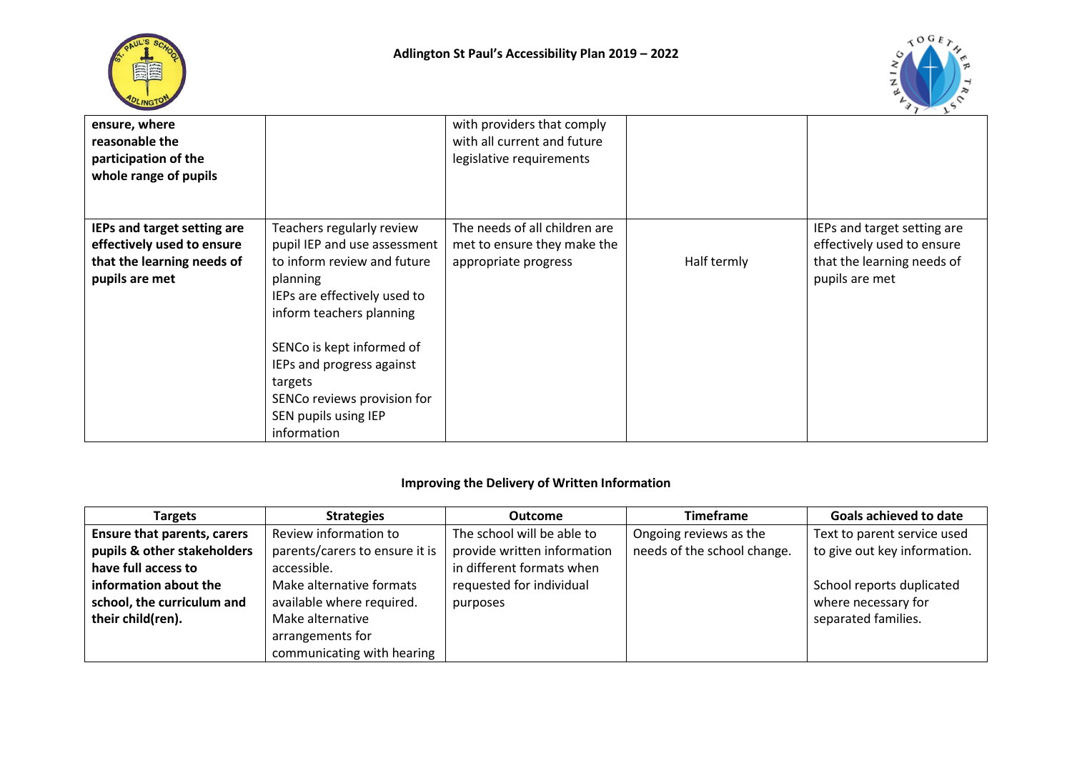| | | | | |
|---|---|---|---|---|
| **ensure, where reasonable the participation of the whole range of pupils** | | with providers that comply with all current and future legislative requirements | | |
| **IEPs and target setting are effectively used to ensure that the learning needs of pupils are met** | Teachers regularly review pupil IEP and use assessment to inform review and future planning<br>IEPs are effectively used to inform teachers planning<br><br>SENCo is kept informed of IEPs and progress against targets<br>SENCo reviews provision for SEN pupils using IEP information | The needs of all children are met to ensure they make the appropriate progress | Half termly | IEPs and target setting are effectively used to ensure that the learning needs of pupils are met |

## Improving the Delivery of Written Information

| Targets | Strategies | Outcome | Timeframe | Goals achieved to date |
|---|---|---|---|---|
| **Ensure that parents, carers pupils & other stakeholders have full access to information about the school, the curriculum and their child(ren).** | Review information to parents/carers to ensure it is accessible.<br>Make alternative formats available where required.<br>Make alternative arrangements for communicating with hearing | The school will be able to provide written information in different formats when requested for individual purposes | Ongoing reviews as the needs of the school change. | Text to parent service used to give out key information.<br><br>School reports duplicated where necessary for separated families. |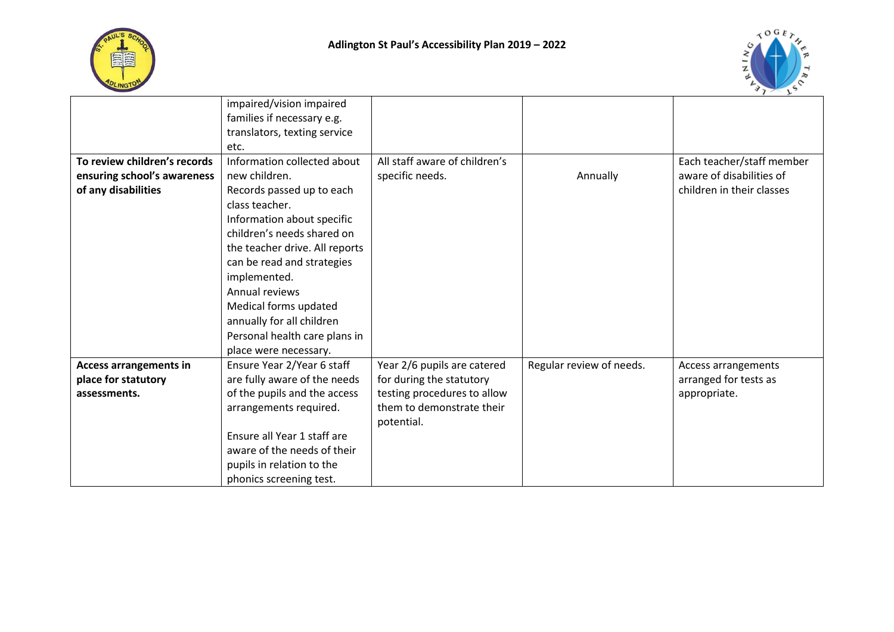| | | | | |
|---|---|---|---|---|
| | impaired/vision impaired families if necessary e.g. translators, texting service etc. | | | |
| **To review children's records ensuring school's awareness of any disabilities** | Information collected about new children.<br>Records passed up to each class teacher.<br>Information about specific children's needs shared on the teacher drive. All reports can be read and strategies implemented.<br>Annual reviews<br>Medical forms updated annually for all children<br>Personal health care plans in place were necessary. | All staff aware of children's specific needs. | Annually | Each teacher/staff member aware of disabilities of children in their classes |
| **Access arrangements in place for statutory assessments.** | Ensure Year 2/Year 6 staff are fully aware of the needs of the pupils and the access arrangements required.<br><br>Ensure all Year 1 staff are aware of the needs of their pupils in relation to the phonics screening test. | Year 2/6 pupils are catered for during the statutory testing procedures to allow them to demonstrate their potential. | Regular review of needs. | Access arrangements arranged for tests as appropriate. |